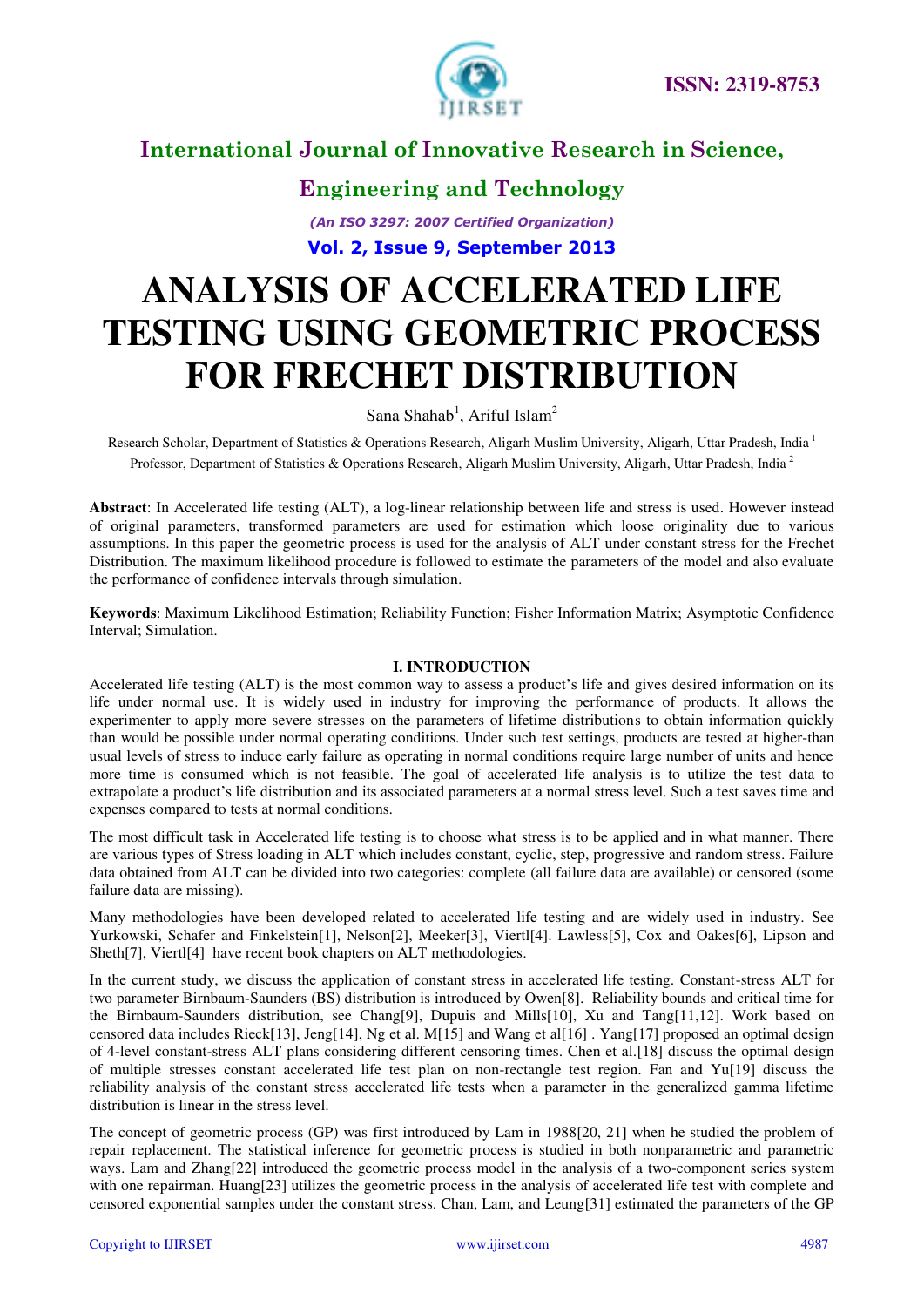# ANALYSIS OF ACCELERATED LIFE TESTING USING GEOMETRIC PROCESS FOR FRECHET DISTRIBUTION

Sana Shahab[1], Ariful Islam[2]

Research Scholar, Department of Statistics & Operations Research, Aligarh Muslim University, Aligarh, Uttar Pradesh, India [1]

Professor, Department of Statistics & Operations Research, Aligarh Muslim University, Aligarh, Uttar Pradesh, India [2]

**Abstract**: In Accelerated life testing (ALT), a log-linear relationship between life and stress is used. However instead of original parameters, transformed parameters are used for estimation which loose originality due to various assumptions. In this paper the geometric process is used for the analysis of ALT under constant stress for the Frechet Distribution. The maximum likelihood procedure is followed to estimate the parameters of the model and also evaluate the performance of confidence intervals through simulation.

**Keywords**: Maximum Likelihood Estimation; Reliability Function; Fisher Information Matrix; Asymptotic Confidence Interval; Simulation.

## I. INTRODUCTION

Accelerated life testing (ALT) is the most common way to assess a product's life and gives desired information on its life under normal use. It is widely used in industry for improving the performance of products. It allows the experimenter to apply more severe stresses on the parameters of lifetime distributions to obtain information quickly than would be possible under normal operating conditions. Under such test settings, products are tested at higher-than usual levels of stress to induce early failure as operating in normal conditions require large number of units and hence more time is consumed which is not feasible. The goal of accelerated life analysis is to utilize the test data to extrapolate a product's life distribution and its associated parameters at a normal stress level. Such a test saves time and expenses compared to tests at normal conditions.

The most difficult task in Accelerated life testing is to choose what stress is to be applied and in what manner. There are various types of Stress loading in ALT which includes constant, cyclic, step, progressive and random stress. Failure data obtained from ALT can be divided into two categories: complete (all failure data are available) or censored (some failure data are missing).

Many methodologies have been developed related to accelerated life testing and are widely used in industry. See Yurkowski, Schafer and Finkelstein[1], Nelson[2], Meeker[3], Viertl[4]. Lawless[5], Cox and Oakes[6], Lipson and Sheth[7], Viertl[4] have recent book chapters on ALT methodologies.

In the current study, we discuss the application of constant stress in accelerated life testing. Constant-stress ALT for two parameter Birnbaum-Saunders (BS) distribution is introduced by Owen[8]. Reliability bounds and critical time for the Birnbaum-Saunders distribution, see Chang[9], Dupuis and Mills[10], Xu and Tang[11,12]. Work based on censored data includes Rieck[13], Jeng[14], Ng et al. M[15] and Wang et al[16] . Yang[17] proposed an optimal design of 4-level constant-stress ALT plans considering different censoring times. Chen et al.[18] discuss the optimal design of multiple stresses constant accelerated life test plan on non-rectangle test region. Fan and Yu[19] discuss the reliability analysis of the constant stress accelerated life tests when a parameter in the generalized gamma lifetime distribution is linear in the stress level.

The concept of geometric process (GP) was first introduced by Lam in 1988[20, 21] when he studied the problem of repair replacement. The statistical inference for geometric process is studied in both nonparametric and parametric ways. Lam and Zhang[22] introduced the geometric process model in the analysis of a two-component series system with one repairman. Huang[23] utilizes the geometric process in the analysis of accelerated life test with complete and censored exponential samples under the constant stress. Chan, Lam, and Leung[31] estimated the parameters of the GP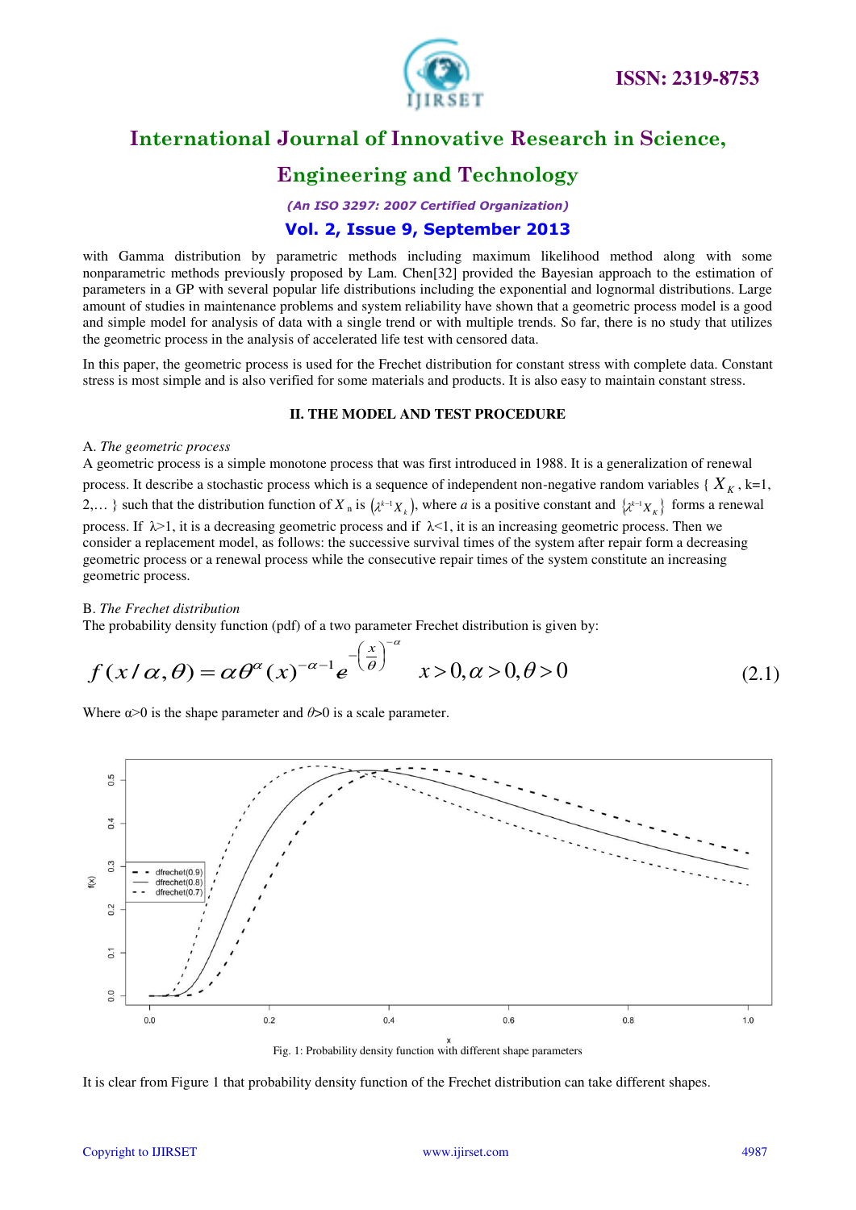with Gamma distribution by parametric methods including maximum likelihood method along with some nonparametric methods previously proposed by Lam. Chen[32] provided the Bayesian approach to the estimation of parameters in a GP with several popular life distributions including the exponential and lognormal distributions. Large amount of studies in maintenance problems and system reliability have shown that a geometric process model is a good and simple model for analysis of data with a single trend or with multiple trends. So far, there is no study that utilizes the geometric process in the analysis of accelerated life test with censored data.

In this paper, the geometric process is used for the Frechet distribution for constant stress with complete data. Constant stress is most simple and is also verified for some materials and products. It is also easy to maintain constant stress.

## II. THE MODEL AND TEST PROCEDURE

A. *The geometric process*

A geometric process is a simple monotone process that was first introduced in 1988. It is a generalization of renewal process. It describe a stochastic process which is a sequence of independent non-negative random variables { $X_K$ , k=1, 2,… } such that the distribution function of $X_n$ is $\left(\lambda^{k-1}X_k\right)$, where *a* is a positive constant and $\left\{\lambda^{k-1}X_K\right\}$ forms a renewal process. If $\lambda$>1, it is a decreasing geometric process and if $\lambda$<1, it is an increasing geometric process. Then we consider a replacement model, as follows: the successive survival times of the system after repair form a decreasing geometric process or a renewal process while the consecutive repair times of the system constitute an increasing geometric process.

B. *The Frechet distribution*

The probability density function (pdf) of a two parameter Frechet distribution is given by:

$$f(x/\alpha,\theta) = \alpha\theta^{\alpha}(x)^{-\alpha-1}e^{-\left(\frac{x}{\theta}\right)^{-\alpha}} \quad x>0, \alpha>0, \theta>0 \tag{2.1}$$

Where $\alpha$>0 is the shape parameter and $\theta$>0 is a scale parameter.

Fig. 1: Probability density function with different shape parameters

It is clear from Figure 1 that probability density function of the Frechet distribution can take different shapes.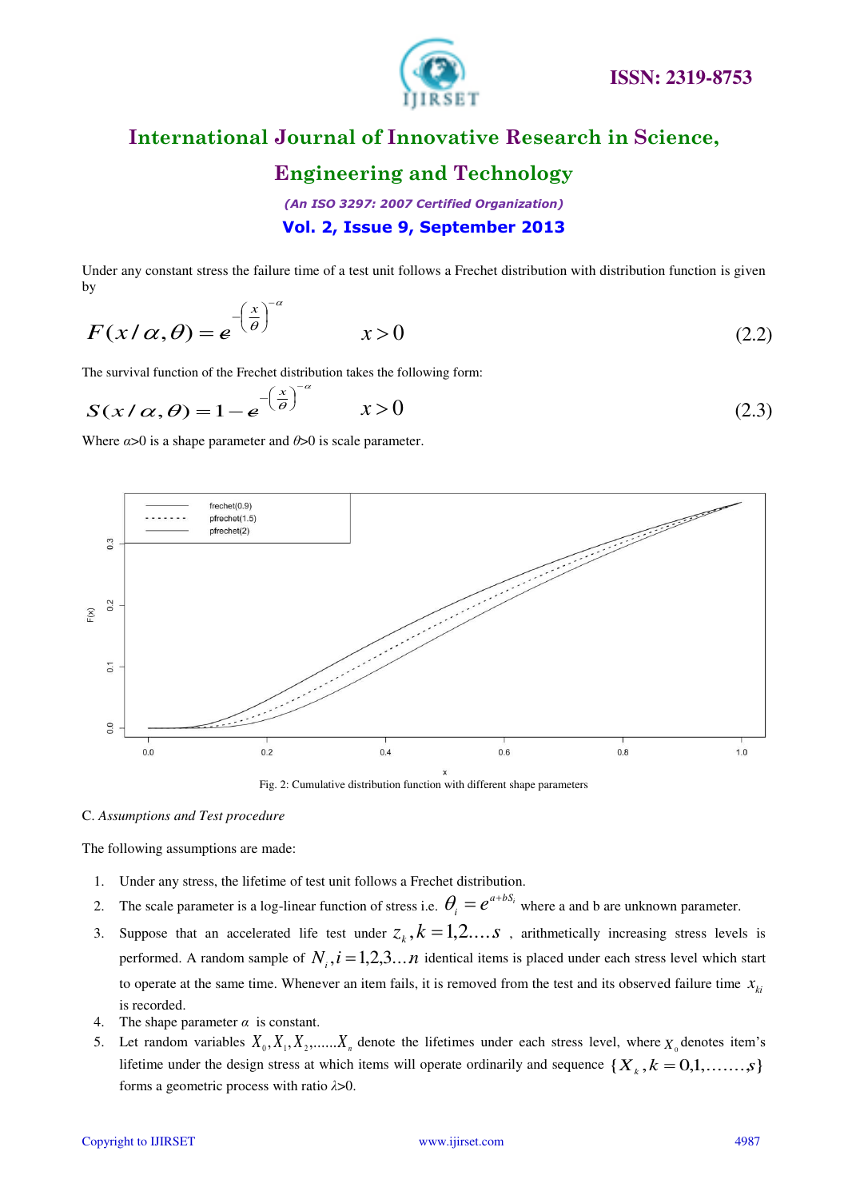Under any constant stress the failure time of a test unit follows a Frechet distribution with distribution function is given by

$$F(x/\alpha,\theta) = e^{-\left(\frac{x}{\theta}\right)^{-\alpha}} \qquad x > 0 \tag{2.2}$$

The survival function of the Frechet distribution takes the following form:

$$S(x/\alpha,\theta) = 1 - e^{-\left(\frac{x}{\theta}\right)^{-\alpha}} \qquad x > 0 \tag{2.3}$$

Where $\alpha$>0 is a shape parameter and $\theta$>0 is scale parameter.

Fig. 2: Cumulative distribution function with different shape parameters

C. *Assumptions and Test procedure*

The following assumptions are made:

1. Under any stress, the lifetime of test unit follows a Frechet distribution.
2. The scale parameter is a log-linear function of stress i.e. $\theta_i = e^{a+bS_i}$ where a and b are unknown parameter.
3. Suppose that an accelerated life test under $z_k, k = 1,2....s$ , arithmetically increasing stress levels is performed. A random sample of $N_i, i = 1,2,3...n$ identical items is placed under each stress level which start to operate at the same time. Whenever an item fails, it is removed from the test and its observed failure time $x_{ki}$ is recorded.
4. The shape parameter $\alpha$ is constant.
5. Let random variables $X_0, X_1, X_2, .......X_n$ denote the lifetimes under each stress level, where $X_0$ denotes item's lifetime under the design stress at which items will operate ordinarily and sequence $\{X_k, k = 0,1,.......,s\}$ forms a geometric process with ratio $\lambda$>0.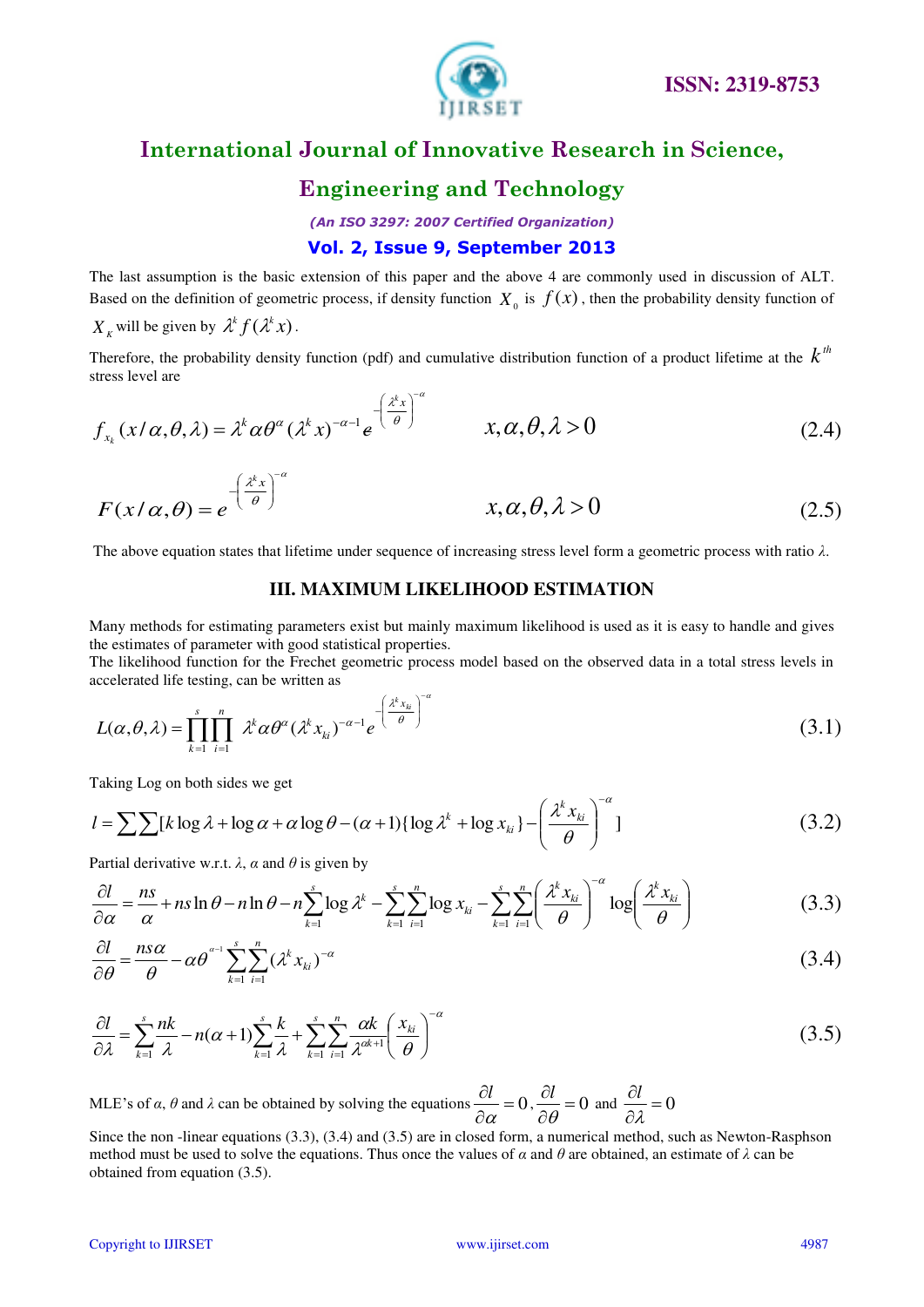The last assumption is the basic extension of this paper and the above 4 are commonly used in discussion of ALT. Based on the definition of geometric process, if density function $X_0$ is $f(x)$, then the probability density function of $X_K$ will be given by $\lambda^k f(\lambda^k x)$.

Therefore, the probability density function (pdf) and cumulative distribution function of a product lifetime at the $k^{th}$ stress level are

$$f_{x_k}(x/\alpha,\theta,\lambda) = \lambda^k \alpha \theta^\alpha (\lambda^k x)^{-\alpha-1} e^{-\left(\frac{\lambda^k x}{\theta}\right)^{-\alpha}} \qquad x,\alpha,\theta,\lambda > 0 \tag{2.4}$$

$$F(x/\alpha,\theta) = e^{-\left(\frac{\lambda^k x}{\theta}\right)^{-\alpha}} \qquad x,\alpha,\theta,\lambda > 0 \tag{2.5}$$

The above equation states that lifetime under sequence of increasing stress level form a geometric process with ratio $\lambda$.

## III. MAXIMUM LIKELIHOOD ESTIMATION

Many methods for estimating parameters exist but mainly maximum likelihood is used as it is easy to handle and gives the estimates of parameter with good statistical properties.
The likelihood function for the Frechet geometric process model based on the observed data in a total stress levels in accelerated life testing, can be written as

$$L(\alpha,\theta,\lambda) = \prod_{k=1}^{s}\prod_{i=1}^{n} \lambda^k \alpha \theta^\alpha (\lambda^k x_{ki})^{-\alpha-1} e^{-\left(\frac{\lambda^k x_{ki}}{\theta}\right)^{-\alpha}} \tag{3.1}$$

Taking Log on both sides we get

$$l = \sum\sum[k\log\lambda + \log\alpha + \alpha\log\theta - (\alpha+1)\{\log\lambda^k + \log x_{ki}\} - \left(\frac{\lambda^k x_{ki}}{\theta}\right)^{-\alpha}] \tag{3.2}$$

Partial derivative w.r.t. $\lambda$, $\alpha$ and $\theta$ is given by

$$\frac{\partial l}{\partial \alpha} = \frac{ns}{\alpha} + ns\ln\theta - n\ln\theta - n\sum_{k=1}^{s}\log\lambda^k - \sum_{k=1}^{s}\sum_{i=1}^{n}\log x_{ki} - \sum_{k=1}^{s}\sum_{i=1}^{n}\left(\frac{\lambda^k x_{ki}}{\theta}\right)^{-\alpha}\log\left(\frac{\lambda^k x_{ki}}{\theta}\right) \tag{3.3}$$

$$\frac{\partial l}{\partial \theta} = \frac{ns\alpha}{\theta} - \alpha\theta^{\alpha-1}\sum_{k=1}^{s}\sum_{i=1}^{n}(\lambda^k x_{ki})^{-\alpha} \tag{3.4}$$

$$\frac{\partial l}{\partial \lambda} = \sum_{k=1}^{s}\frac{nk}{\lambda} - n(\alpha+1)\sum_{k=1}^{s}\frac{k}{\lambda} + \sum_{k=1}^{s}\sum_{i=1}^{n}\frac{\alpha k}{\lambda^{\alpha k+1}}\left(\frac{x_{ki}}{\theta}\right)^{-\alpha} \tag{3.5}$$

MLE's of $\alpha$, $\theta$ and $\lambda$ can be obtained by solving the equations $\frac{\partial l}{\partial \alpha} = 0$, $\frac{\partial l}{\partial \theta} = 0$ and $\frac{\partial l}{\partial \lambda} = 0$

Since the non -linear equations (3.3), (3.4) and (3.5) are in closed form, a numerical method, such as Newton-Rasphson method must be used to solve the equations. Thus once the values of $\alpha$ and $\theta$ are obtained, an estimate of $\lambda$ can be obtained from equation (3.5).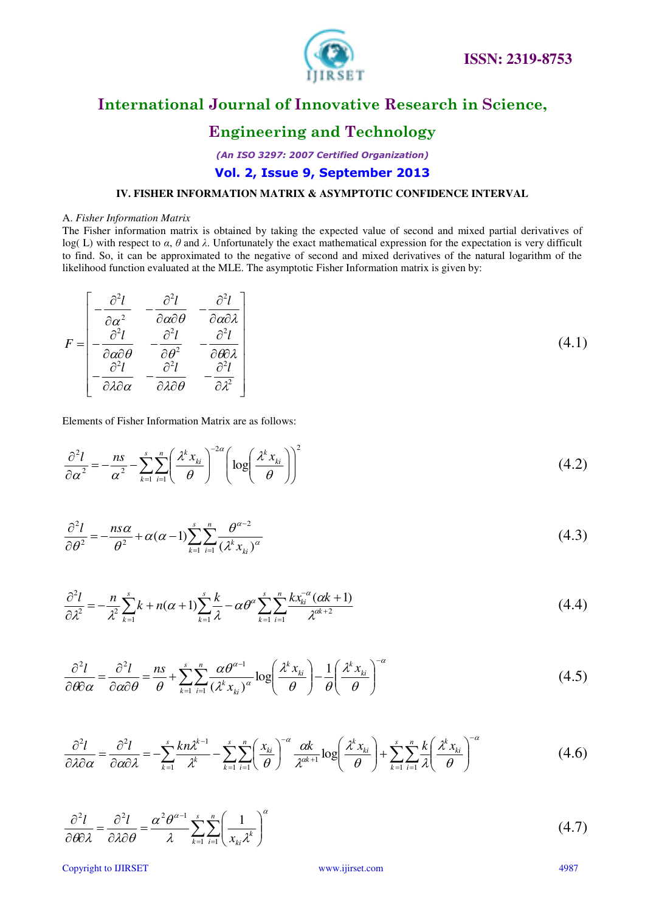## IV. FISHER INFORMATION MATRIX & ASYMPTOTIC CONFIDENCE INTERVAL

### A. *Fisher Information Matrix*

The Fisher information matrix is obtained by taking the expected value of second and mixed partial derivatives of log( L) with respect to *α*, *θ* and *λ*. Unfortunately the exact mathematical expression for the expectation is very difficult to find. So, it can be approximated to the negative of second and mixed derivatives of the natural logarithm of the likelihood function evaluated at the MLE. The asymptotic Fisher Information matrix is given by:

$$F = \begin{bmatrix} -\dfrac{\partial^2 l}{\partial \alpha^2} & -\dfrac{\partial^2 l}{\partial \alpha \partial \theta} & -\dfrac{\partial^2 l}{\partial \alpha \partial \lambda} \\ -\dfrac{\partial^2 l}{\partial \alpha \partial \theta} & -\dfrac{\partial^2 l}{\partial \theta^2} & -\dfrac{\partial^2 l}{\partial \theta \partial \lambda} \\ -\dfrac{\partial^2 l}{\partial \lambda \partial \alpha} & -\dfrac{\partial^2 l}{\partial \lambda \partial \theta} & -\dfrac{\partial^2 l}{\partial \lambda^2} \end{bmatrix} \tag{4.1}$$

Elements of Fisher Information Matrix are as follows:

$$\frac{\partial^2 l}{\partial \alpha^2} = -\frac{ns}{\alpha^2} - \sum_{k=1}^{s}\sum_{i=1}^{n}\left(\frac{\lambda^k x_{ki}}{\theta}\right)^{-2\alpha}\left(\log\left(\frac{\lambda^k x_{ki}}{\theta}\right)\right)^2 \tag{4.2}$$

$$\frac{\partial^2 l}{\partial \theta^2} = -\frac{ns\alpha}{\theta^2} + \alpha(\alpha-1)\sum_{k=1}^{s}\sum_{i=1}^{n}\frac{\theta^{\alpha-2}}{(\lambda^k x_{ki})^{\alpha}} \tag{4.3}$$

$$\frac{\partial^2 l}{\partial \lambda^2} = -\frac{n}{\lambda^2}\sum_{k=1}^{s}k + n(\alpha+1)\sum_{k=1}^{s}\frac{k}{\lambda} - \alpha\theta^{\alpha}\sum_{k=1}^{s}\sum_{i=1}^{n}\frac{k x_{ki}^{-\alpha}(\alpha k+1)}{\lambda^{\alpha k+2}} \tag{4.4}$$

$$\frac{\partial^2 l}{\partial \theta \partial \alpha} = \frac{\partial^2 l}{\partial \alpha \partial \theta} = \frac{ns}{\theta} + \sum_{k=1}^{s}\sum_{i=1}^{n}\frac{\alpha\theta^{\alpha-1}}{(\lambda^k x_{ki})^{\alpha}}\log\left(\frac{\lambda^k x_{ki}}{\theta}\right) - \frac{1}{\theta}\left(\frac{\lambda^k x_{ki}}{\theta}\right)^{-\alpha} \tag{4.5}$$

$$\frac{\partial^2 l}{\partial \lambda \partial \alpha} = \frac{\partial^2 l}{\partial \alpha \partial \lambda} = -\sum_{k=1}^{s}\frac{kn\lambda^{k-1}}{\lambda^k} - \sum_{k=1}^{s}\sum_{i=1}^{n}\left(\frac{x_{ki}}{\theta}\right)^{-\alpha}\frac{\alpha k}{\lambda^{\alpha k+1}}\log\left(\frac{\lambda^k x_{ki}}{\theta}\right) + \sum_{k=1}^{s}\sum_{i=1}^{n}\frac{k}{\lambda}\left(\frac{\lambda^k x_{ki}}{\theta}\right)^{-\alpha} \tag{4.6}$$

$$\frac{\partial^2 l}{\partial \theta \partial \lambda} = \frac{\partial^2 l}{\partial \lambda \partial \theta} = \frac{\alpha^2\theta^{\alpha-1}}{\lambda}\sum_{k=1}^{s}\sum_{i=1}^{n}\left(\frac{1}{x_{ki}\lambda^k}\right)^{\alpha} \tag{4.7}$$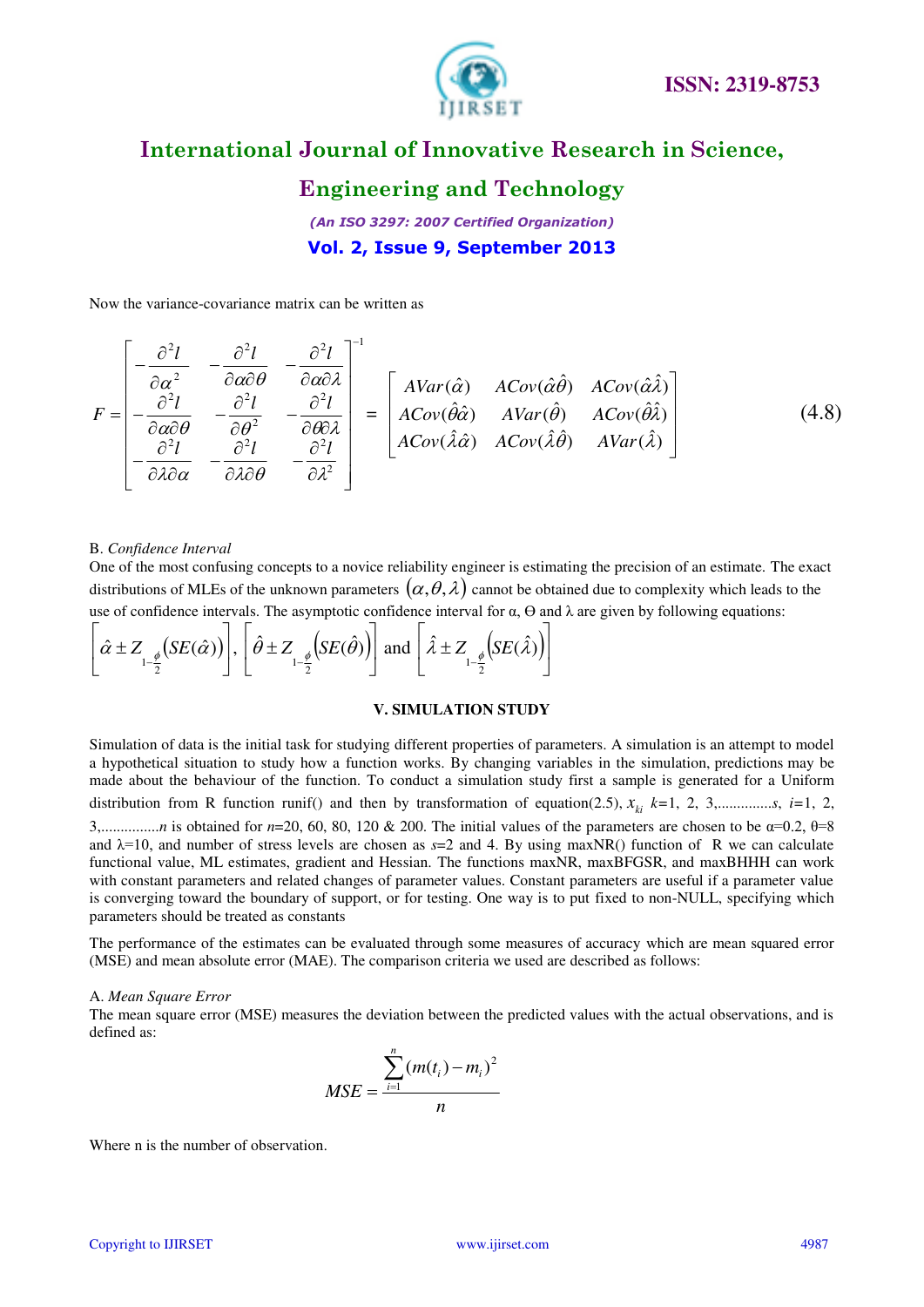Now the variance-covariance matrix can be written as

$$F = \begin{bmatrix} -\dfrac{\partial^2 l}{\partial \alpha^2} & -\dfrac{\partial^2 l}{\partial \alpha \partial \theta} & -\dfrac{\partial^2 l}{\partial \alpha \partial \lambda} \\ -\dfrac{\partial^2 l}{\partial \alpha \partial \theta} & -\dfrac{\partial^2 l}{\partial \theta^2} & -\dfrac{\partial^2 l}{\partial \theta \partial \lambda} \\ -\dfrac{\partial^2 l}{\partial \lambda \partial \alpha} & -\dfrac{\partial^2 l}{\partial \lambda \partial \theta} & -\dfrac{\partial^2 l}{\partial \lambda^2} \end{bmatrix}^{-1} = \begin{bmatrix} AVar(\hat{\alpha}) & ACov(\hat{\alpha}\hat{\theta}) & ACov(\hat{\alpha}\hat{\lambda}) \\ ACov(\hat{\theta}\hat{\alpha}) & AVar(\hat{\theta}) & ACov(\hat{\theta}\hat{\lambda}) \\ ACov(\hat{\lambda}\hat{\alpha}) & ACov(\hat{\lambda}\hat{\theta}) & AVar(\hat{\lambda}) \end{bmatrix} \tag{4.8}$$

B. *Confidence Interval*

One of the most confusing concepts to a novice reliability engineer is estimating the precision of an estimate. The exact distributions of MLEs of the unknown parameters $(\alpha, \theta, \lambda)$ cannot be obtained due to complexity which leads to the use of confidence intervals. The asymptotic confidence interval for α, Θ and λ are given by following equations:

$$\left[\hat{\alpha} \pm Z_{1-\frac{\phi}{2}}\left(SE(\hat{\alpha})\right)\right], \left[\hat{\theta} \pm Z_{1-\frac{\phi}{2}}\left(SE(\hat{\theta})\right)\right] \text{ and } \left[\hat{\lambda} \pm Z_{1-\frac{\phi}{2}}\left(SE(\hat{\lambda})\right)\right]$$

## V. SIMULATION STUDY

Simulation of data is the initial task for studying different properties of parameters. A simulation is an attempt to model a hypothetical situation to study how a function works. By changing variables in the simulation, predictions may be made about the behaviour of the function. To conduct a simulation study first a sample is generated for a Uniform distribution from R function runif() and then by transformation of equation(2.5), $x_{ki}$ $k$=1, 2, 3,..............$s$, $i$=1, 2, 3,...............$n$ is obtained for $n$=20, 60, 80, 120 & 200. The initial values of the parameters are chosen to be α=0.2, θ=8 and λ=10, and number of stress levels are chosen as $s$=2 and 4. By using maxNR() function of R we can calculate functional value, ML estimates, gradient and Hessian. The functions maxNR, maxBFGSR, and maxBHHH can work with constant parameters and related changes of parameter values. Constant parameters are useful if a parameter value is converging toward the boundary of support, or for testing. One way is to put fixed to non-NULL, specifying which parameters should be treated as constants

The performance of the estimates can be evaluated through some measures of accuracy which are mean squared error (MSE) and mean absolute error (MAE). The comparison criteria we used are described as follows:

A. *Mean Square Error*

The mean square error (MSE) measures the deviation between the predicted values with the actual observations, and is defined as:

$$MSE = \frac{\sum_{i=1}^{n}(m(t_i) - m_i)^2}{n}$$

Where n is the number of observation.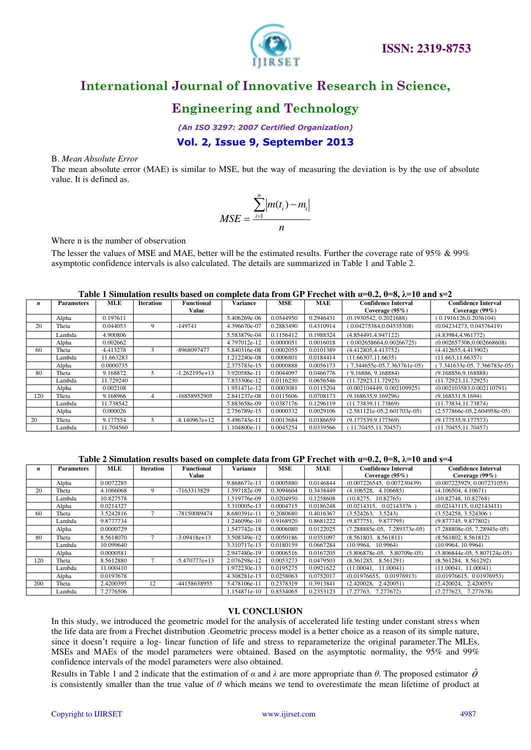B. *Mean Absolute Error*

The mean absolute error (MAE) is similar to MSE, but the way of measuring the deviation is by the use of absolute value. It is defined as.

$$MSE = \frac{\sum_{i=1}^{n} |m(t_i) - m_i|}{n}$$

Where n is the number of observation

The lesser the values of MSE and MAE, better will be the estimated results. Further the coverage rate of 95% & 99% asymptotic confidence intervals is also calculated. The details are summarized in Table 1 and Table 2.

**Table 1 Simulation results based on complete data from GP Frechet with α=0.2, θ=8, λ=10 and s=2**

| *n* | Parameters | MLE | Iteration | Functional Value | Variance | MSE | MAE | Confidence Interval Coverage (95%) | Confidence Interval Coverage (99%) |
|---|---|---|---|---|---|---|---|---|---|
| | Alpha | 0.197611 | | | 5.406269e-06 | 0.0544950 | 0.2946431 | (0.1930542, 0.2021688) | ( 0.1916126,0.2036104) |
| 20 | Theta | 0.044053 | 9 | -149741 | 4.396670e-07 | 0.2883490 | 0.4310914 | ( 0.04275384,0.04535308) | (0.04234273, 0.04576419) |
| | Lambda | 4.900806 | | | 5.583879e-04 | 0.1156412 | 0.1988324 | (4.854491,4.947122) | (4.83984,4.961772) |
| | Alpha | 0.002662 | | | 4.797012e-12 | 0.0000051 | 0.0016018 | ( 0.002658664,0.00266725) | (0.002657306,0.002668608) |
| 60 | Theta | 4.413278 | 3 | -8968097477 | 5.840316e-08 | 0.0002055 | 0.0101389 | (4.412805,4.413752) | (4.412655,4.413902) |
| | Lambda | 11.663283 | | | 1.212240e-08 | 0.0006801 | 0.0184414 | (11.66307,11.6635) | (11.663,11.66357) |
| | Alpha | 0.0000735 | | | 2.375783e-15 | 0.0000888 | 0.0056173 | ( 7.344655e-05,7.363761e-05) | ( 7.341633e-05, 7.366783e-05) |
| 80 | Theta | 9.168872 | 5 | -1.262195e+13 | 3.920588e-11 | 0.0044097 | 0.0466776 | ( 9.16886, 9.168884) | (9.168856,9.168888) |
| | Lambda | 11.729240 | | | 7.833306e-12 | 0.0116230 | 0.0656546 | (11.72923,11.72925) | (11.72923,11.72925) |
| | Alpha | 0.002108 | | | 1.951471e-12 | 0.0003081 | 0.0115204 | (0.002104449, 0.002109925) | (0.002103583,0.002110791) |
| 120 | Theta | 9.168966 | 4 | -16858952905 | 2.841237e-08 | 0.0115606 | 0.0708173 | (9.168635,9.169296) | (9.168531,9.1694) |
| | Lambda | 11.738542 | | | 5.883658e-09 | 0.0387176 | 0.1296119 | (11.73839,11.73869) | (11.73834,11.73874) |
| | Alpha | 0.000026 | | | 2.756789e-15 | 0.0000332 | 0.0029106 | (2.581121e-05,2.601703e-05) | (2.577866e-05,2.604958e-05) |
| 20 | Theta | 9.177554 | 5 | -8.140967e+12 | 5.496743e-11 | 0.0013684 | 0.0186659 | (9.177539,9.177569) | (9.177535,9.177573) |
| | Lambda | 11.704560 | | | 1.104800e-11 | 0.0045254 | 0.0339566 | ( 11.70455,11.70457) | (11.70455,11.70457) |

**Table 2 Simulation results based on complete data from GP Frechet with α=0.2, θ=8, λ=10 and s=4**

| *n* | Parameters | MLE | Iteration | Functional Value | Variance | MSE | MAE | Confidence Interval Coverage (95%) | Confidence Interval Coverage (99%) |
|---|---|---|---|---|---|---|---|---|---|
| | Alpha | 0.0072285 | | | 9.868677e-13 | 0.0005880 | 0.0146844 | (0.007226545, 0.007230439) | (0.007225929, 0.007231055) |
| 20 | Theta | 4.1066068 | 9 | -7163313829 | 1.597182e-09 | 0.3094604 | 0.3438449 | (4.106528, 4.106685) | (4.106504, 4.10671) |
| | Lambda | 10.827578 | | | 1.519776e-09 | 0.0204950 | 0.1258608 | (10.8275, 10.82765) | (10.82748, 10.82768) |
| | Alpha | 0.0214327 | | | 3.310005e-13 | 0.0004715 | 0.0186248 | (0.0214315, 0.02143376 ) | (0.02143115, 0.02143411) |
| 60 | Theta | 3.5242816 | 7 | -78150089474 | 8.680391e-11 | 0.2080680 | 0.4016367 | (3.524263, 3.5243) | (3.524258, 3.524306 ) |
| | Lambda | 9.8777734 | | | 1.246096e-10 | 0.9168920 | 0.8681222 | (9.877751, 9.877795) | (9.877745, 9.877802) |
| | Alpha | 0.0000729 | | | 1.547742e-18 | 0.0006080 | 0.0122025 | (7.288885e-05, 7.289373e-05) | (7.288808e-05, 7.28945e-05) |
| 80 | Theta | 8.5618070 | 7 | -3.09418e+13 | 3.508349e-12 | 0.0050186 | 0.0351097 | (8.561803, 8.561811) | (8.561802, 8.561812) |
| | Lambda | 10.099640 | | | 3.310717e-13 | 0.0180159 | 0.0667284 | (10.9964, 10.9964) | (10.9964, 10.9964) |
| | Alpha | 0.0000581 | | | 2.947480e-19 | 0.0006516 | 0.0167205 | (5.806878e-05, 5.80709e-05) | (5.806844e-05, 5.807124e-05) |
| 120 | Theta | 8.5612880 | 7 | -5.470777e+13 | 2.076298e-12 | 0.0053273 | 0.0479503 | (8.561285, 8.561291) | (8.561284, 8.561292) |
| | Lambda | 11.000410 | | | 1.972230e-13 | 0.0195275 | 0.0921622 | (11.00041, 11.00041) | (11.00041, 11.00041) |
| | Alpha | 0.0197678 | | | 4.308281e-13 | 0.0258063 | 0.0752017 | (0.01976655, 0.01976913) | (0.01976615, 0.01976953) |
| 200 | Theta | 2.4200395 | 12 | -44158638955 | 3.478106e-11 | 0.2378319 | 0.3913841 | (2.420028, 2.420051) | (2.420024, 2.420055) |
| | Lambda | 7.2776506 | | | 1.154871e-10 | 0.8534065 | 0.2353123 | (7.27763, 7.277672) | (7.277623, 7.277678) |

## VI. CONCLUSION

In this study, we introduced the geometric model for the analysis of accelerated life testing under constant stress when the life data are from a Frechet distribution .Geometric process model is a better choice as a reason of its simple nature, since it doesn't require a log- linear function of life and stress to reparameterize the original parameter.The MLEs, MSEs and MAEs of the model parameters were obtained. Based on the asymptotic normality, the 95% and 99% confidence intervals of the model parameters were also obtained.

Results in Table 1 and 2 indicate that the estimation of $\alpha$ and $\lambda$ are more appropriate than $\theta$. The proposed estimator $\hat{\theta}$ is consistently smaller than the true value of $\theta$ which means we tend to overestimate the mean lifetime of product at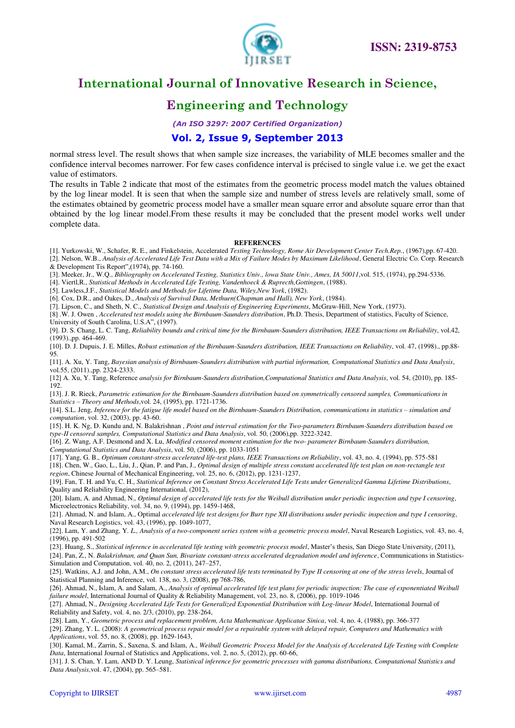normal stress level. The result shows that when sample size increases, the variability of MLE becomes smaller and the confidence interval becomes narrower. For few cases confidence interval is précised to single value i.e. we get the exact value of estimators.

The results in Table 2 indicate that most of the estimates from the geometric process model match the values obtained by the log linear model. It is seen that when the sample size and number of stress levels are relatively small, some of the estimates obtained by geometric process model have a smaller mean square error and absolute square error than that obtained by the log linear model.From these results it may be concluded that the present model works well under complete data.

**REFERENCES**

[1]. Yurkowski, W., Schafer, R. E., and Finkelstein, Accelerated *Testing Technology, Rome Air Development Center Tech.Rep.*, (1967),pp. 67-420.

[2]. Nelson, W.B., *Analysis of Accelerated Life Test Data with a Mix of Failure Modes by Maximum Likelihood*, General Electric Co. Corp. Research & Development Tis Report",(1974), pp. 74-160.

[3]. Meeker, Jr., W.Q., *Bibliography on Accelerated Testing, Statistics Univ., lowa State Univ., Ames, IA 50011*,vol. 515, (1974), pp.294-5336.

[4]. Viertl,R., *Statistical Methods in Accelerated Life Testing, Vandenhoeck & Ruprecth,Gottingen*, (1988).

[5]. Lawless,J.F., *Statistical Models and Methods for Lifetime Data, Wiley,New York*, (1982).

[6]. Cox, D.R., and Oakes, D., *Analysis of Survival Data, Methuen(Chapman and Hall), New York*, (1984).

[7]. Lipson, C., and Sheth, N. C., *Statistical Design and Analysis of Engineering Experiments*, McGraw-Hill, New York, (1973).

[8] .W. J. Owen , *Accelerated test models using the Birnbaum-Saunders distribution*, Ph.D. Thesis, Department of statistics, Faculty of Science, University of South Carolina, U.S.A", (1997).

[9]. D. S. Chang, L. C. Tang, *Reliability bounds and critical time for the Birnbaum-Saunders distribution, IEEE Transactions on Reliability*, vol.42, (1993).,pp. 464-469.

[10]. D. J. Dupuis, J. E. Milles, *Robust estimation of the Birnbaum-Saunders distribution, IEEE Transactions on Reliability*, vol. 47, (1998)., pp.88-95.

[11]. A. Xu, Y. Tang, *Bayesian analysis of Birnbaum-Saunders distribution with partial information, Computational Statistics and Data Analysis*, vol.55, (2011).,pp. 2324-2333.

[12] A. Xu, Y. Tang, Reference *analysis for Birnbaum-Saunders distribution,Computational Statistics and Data Analysis*, vol. 54, (2010), pp. 185-192.

[13]. J. R. Rieck, *Parametric estimation for the Birnbaum-Saunders distribution based on symmetrically censored samples, Communications in Statistics – Theory and Methods*,vol. 24, (1995), pp. 1721-1736.

[14]. S.L. Jeng, *Inference for the fatigue life model based on the Birnbaum-Saunders Distribution, communications in statistics – simulation and computation*, vol. 32, (2003), pp. 43-60.

[15]. H. K. Ng, D. Kundu and, N. Balakrishnan , *Point and interval estimation for the Two-parameters Birnbaum-Saunders distribution based on type-II censored samples, Computational Statistics and Data Analysis*, vol. 50, (2006),pp. 3222-3242.

[16]. Z. Wang, A.F. Desmond and X. Lu, *Modified censored moment estimation for the two- parameter Birnbaum-Saunders distribution, Computational Statistics and Data Analysis*, vol. 50, (2006), pp. 1033-1051

[17]. Yang, G. B., *Optimum constant-stress accelerated life-test plans, IEEE Transactions on Reliability*, vol. 43, no. 4, (1994), pp. 575-581

[18]. Chen, W., Gao, L., Liu, J., Qian, P. and Pan, J., *Optimal design of multiple stress constant accelerated life test plan on non-rectangle test region*, Chinese Journal of Mechanical Engineering, vol. 25, no. 6, (2012), pp. 1231-1237,

[19]. Fan, T. H. and Yu, C. H., *Statistical Inference on Constant Stress Accelerated Life Tests under Generalized Gamma Lifetime Distributions*, Quality and Reliability Engineering International, (2012),

[20]. Islam, A. and Ahmad, N., *Optimal design of accelerated life tests for the Weibull distribution under periodic inspection and type I censoring*, Microelectronics Reliability, vol. 34, no. 9, (1994), pp. 1459-1468,

[21]. Ahmad, N. and Islam, A., Optimal *accelerated life test designs for Burr type XII distributions under periodic inspection and type I censoring*, Naval Research Logistics, vol. 43, (1996), pp. 1049-1077,

[22]. Lam, Y. and Zhang, Y. *L., Analysis of a two-component series system with a geometric process model*, Naval Research Logistics, vol. 43, no. 4, (1996), pp. 491-502

[23]. Huang, S., *Statistical inference in accelerated life testing with geometric process model*, Master's thesis, San Diego State University, (2011),

[24]. Pan, Z., N. *Balakrishnan, and Quan Sun, Bivariate constant-stress accelerated degradation model and inference*, Communications in Statistics-Simulation and Computation, vol. 40, no. 2, (2011), 247–257,

[25]. Watkins, A.J. and John, A.M., *On constant stress accelerated life tests terminated by Type II censoring at one of the stress levels*, Journal of Statistical Planning and Inference, vol. 138, no. 3, (2008), pp 768-786,

[26]. Ahmad, N., Islam, A. and Salam, A., *Analysis of optimal accelerated life test plans for periodic inspection: The case of exponentiated Weibull failure model*, International Journal of Quality & Reliability Management, vol. 23, no. 8, (2006), pp. 1019-1046

[27]. Ahmad, N., *Designing Accelerated Life Tests for Generalized Exponential Distribution with Log-linear Model*, International Journal of Reliability and Safety, vol. 4, no. 2/3, (2010), pp. 238-264,

[28]. Lam, Y., *Geometric process and replacement problem, Acta Mathematicae Applicatae Sinica*, vol. 4, no. 4, (1988), pp. 366-377

[29]. Zhang, Y. L. (2008): *A geometrical process repair model for a repairable system with delayed repair, Computers and Mathematics with Applications*, vol. 55, no. 8, (2008), pp. 1629-1643,

[30]. Kamal, M., Zarrin, S., Saxena, S. and Islam, A., *Weibull Geometric Process Model for the Analysis of Accelerated Life Testing with Complete Data*, International Journal of Statistics and Applications, vol. 2, no. 5, (2012), pp. 60-66,

[31]. J. S. Chan, Y. Lam, AND D. Y. Leung, *Statistical inference for geometric processes with gamma distributions, Computational Statistics and Data Analysis*,vol. 47, (2004), pp. 565–581.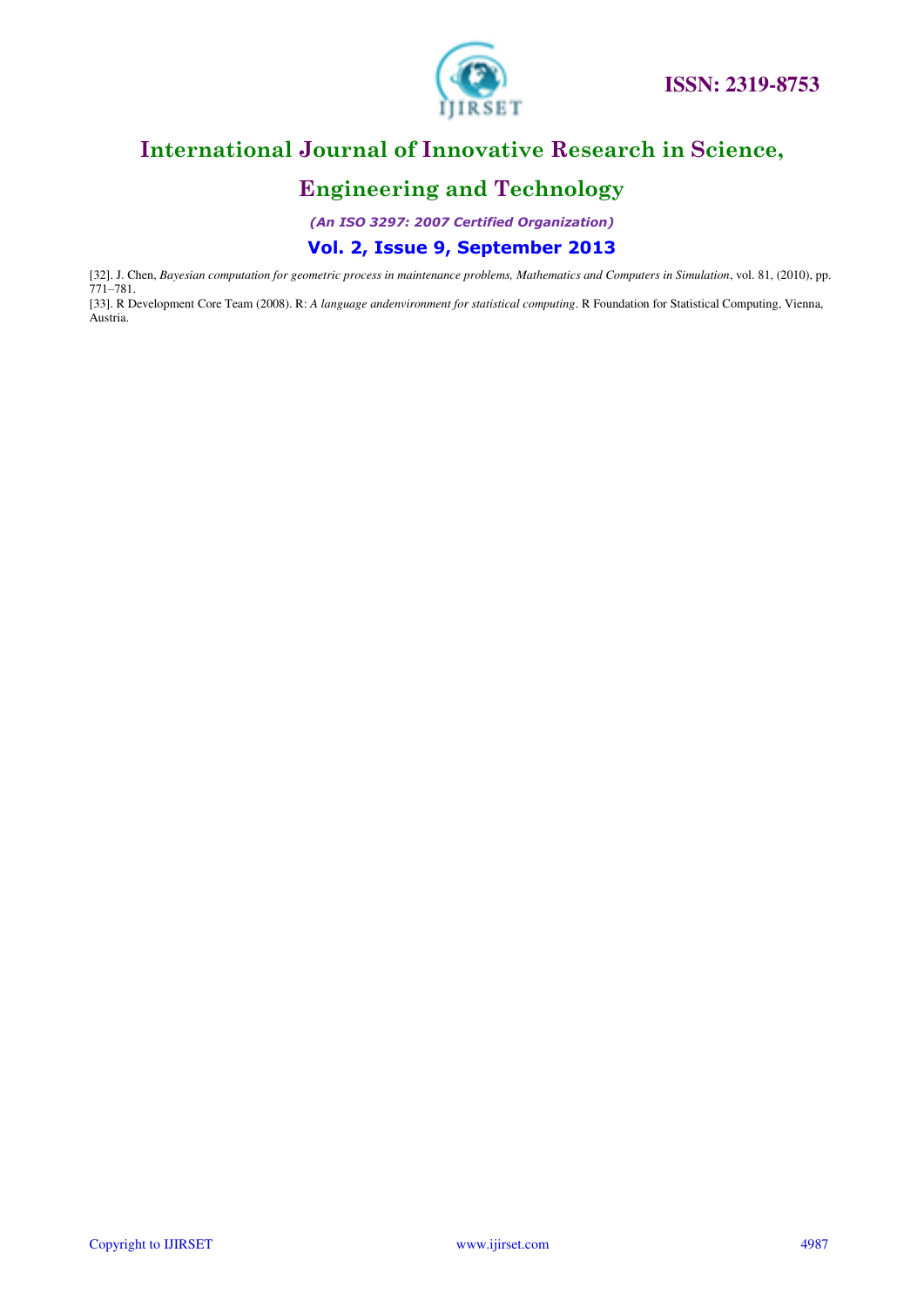[32]. J. Chen, *Bayesian computation for geometric process in maintenance problems, Mathematics and Computers in Simulation*, vol. 81, (2010), pp. 771–781.

[33]. R Development Core Team (2008). R: *A language andenvironment for statistical computing*. R Foundation for Statistical Computing, Vienna, Austria.